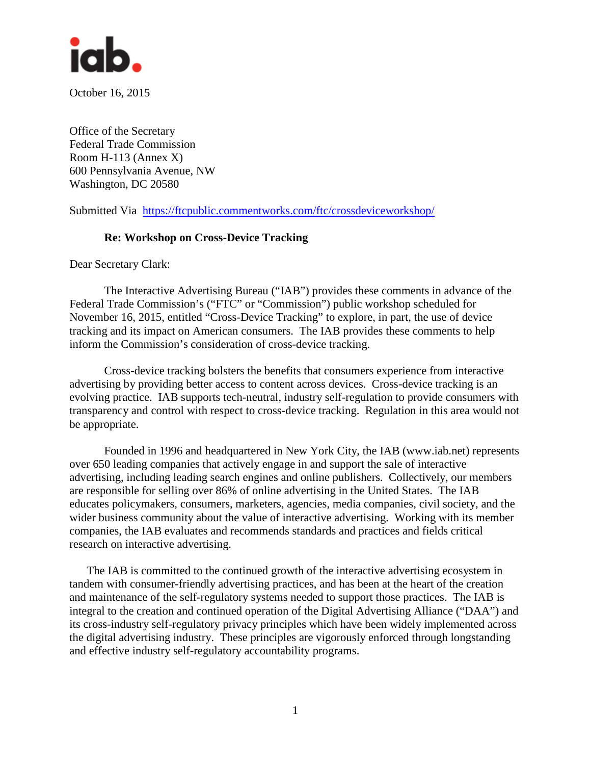iab.

October 16, 2015

Office of the Secretary
Federal Trade Commission
Room H-113 (Annex X)
600 Pennsylvania Avenue, NW
Washington, DC 20580

Submitted Via [https://ftcpublic.commentworks.com/ftc/crossdeviceworkshop/](https://ftcpublic.commentworks.com/ftc/crossdeviceworkshop/)

**Re: Workshop on Cross-Device Tracking**

Dear Secretary Clark:

The Interactive Advertising Bureau ("IAB") provides these comments in advance of the Federal Trade Commission's ("FTC" or "Commission") public workshop scheduled for November 16, 2015, entitled "Cross-Device Tracking" to explore, in part, the use of device tracking and its impact on American consumers. The IAB provides these comments to help inform the Commission's consideration of cross-device tracking.

Cross-device tracking bolsters the benefits that consumers experience from interactive advertising by providing better access to content across devices. Cross-device tracking is an evolving practice. IAB supports tech-neutral, industry self-regulation to provide consumers with transparency and control with respect to cross-device tracking. Regulation in this area would not be appropriate.

Founded in 1996 and headquartered in New York City, the IAB (www.iab.net) represents over 650 leading companies that actively engage in and support the sale of interactive advertising, including leading search engines and online publishers. Collectively, our members are responsible for selling over 86% of online advertising in the United States. The IAB educates policymakers, consumers, marketers, agencies, media companies, civil society, and the wider business community about the value of interactive advertising. Working with its member companies, the IAB evaluates and recommends standards and practices and fields critical research on interactive advertising.

The IAB is committed to the continued growth of the interactive advertising ecosystem in tandem with consumer-friendly advertising practices, and has been at the heart of the creation and maintenance of the self-regulatory systems needed to support those practices. The IAB is integral to the creation and continued operation of the Digital Advertising Alliance ("DAA") and its cross-industry self-regulatory privacy principles which have been widely implemented across the digital advertising industry. These principles are vigorously enforced through longstanding and effective industry self-regulatory accountability programs.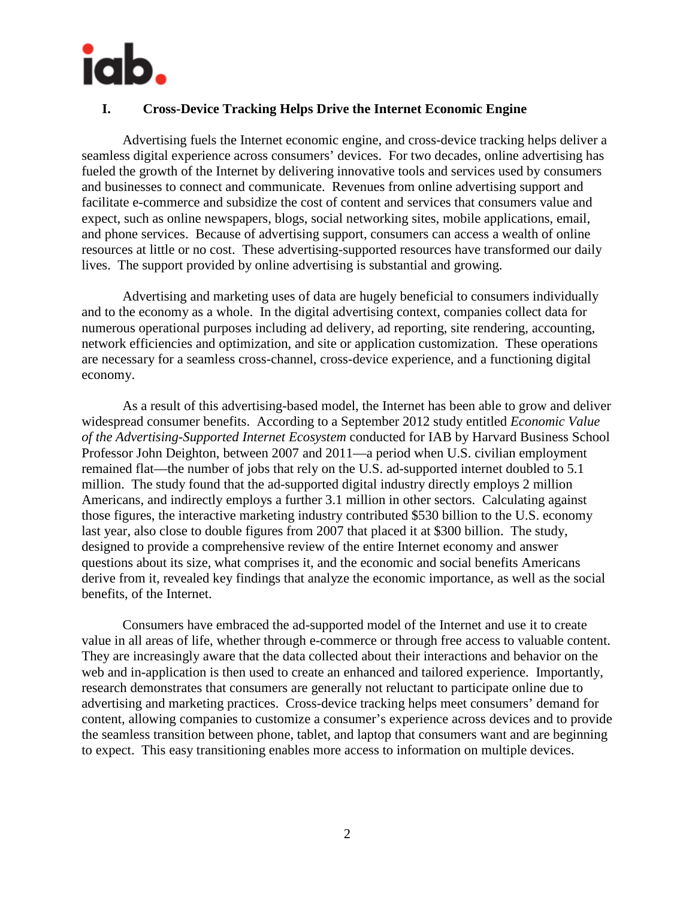## I. Cross-Device Tracking Helps Drive the Internet Economic Engine

Advertising fuels the Internet economic engine, and cross-device tracking helps deliver a seamless digital experience across consumers' devices. For two decades, online advertising has fueled the growth of the Internet by delivering innovative tools and services used by consumers and businesses to connect and communicate. Revenues from online advertising support and facilitate e-commerce and subsidize the cost of content and services that consumers value and expect, such as online newspapers, blogs, social networking sites, mobile applications, email, and phone services. Because of advertising support, consumers can access a wealth of online resources at little or no cost. These advertising-supported resources have transformed our daily lives. The support provided by online advertising is substantial and growing.

Advertising and marketing uses of data are hugely beneficial to consumers individually and to the economy as a whole. In the digital advertising context, companies collect data for numerous operational purposes including ad delivery, ad reporting, site rendering, accounting, network efficiencies and optimization, and site or application customization. These operations are necessary for a seamless cross-channel, cross-device experience, and a functioning digital economy.

As a result of this advertising-based model, the Internet has been able to grow and deliver widespread consumer benefits. According to a September 2012 study entitled *Economic Value of the Advertising-Supported Internet Ecosystem* conducted for IAB by Harvard Business School Professor John Deighton, between 2007 and 2011—a period when U.S. civilian employment remained flat—the number of jobs that rely on the U.S. ad-supported internet doubled to 5.1 million. The study found that the ad-supported digital industry directly employs 2 million Americans, and indirectly employs a further 3.1 million in other sectors. Calculating against those figures, the interactive marketing industry contributed $530 billion to the U.S. economy last year, also close to double figures from 2007 that placed it at $300 billion. The study, designed to provide a comprehensive review of the entire Internet economy and answer questions about its size, what comprises it, and the economic and social benefits Americans derive from it, revealed key findings that analyze the economic importance, as well as the social benefits, of the Internet.

Consumers have embraced the ad-supported model of the Internet and use it to create value in all areas of life, whether through e-commerce or through free access to valuable content. They are increasingly aware that the data collected about their interactions and behavior on the web and in-application is then used to create an enhanced and tailored experience. Importantly, research demonstrates that consumers are generally not reluctant to participate online due to advertising and marketing practices. Cross-device tracking helps meet consumers' demand for content, allowing companies to customize a consumer's experience across devices and to provide the seamless transition between phone, tablet, and laptop that consumers want and are beginning to expect. This easy transitioning enables more access to information on multiple devices.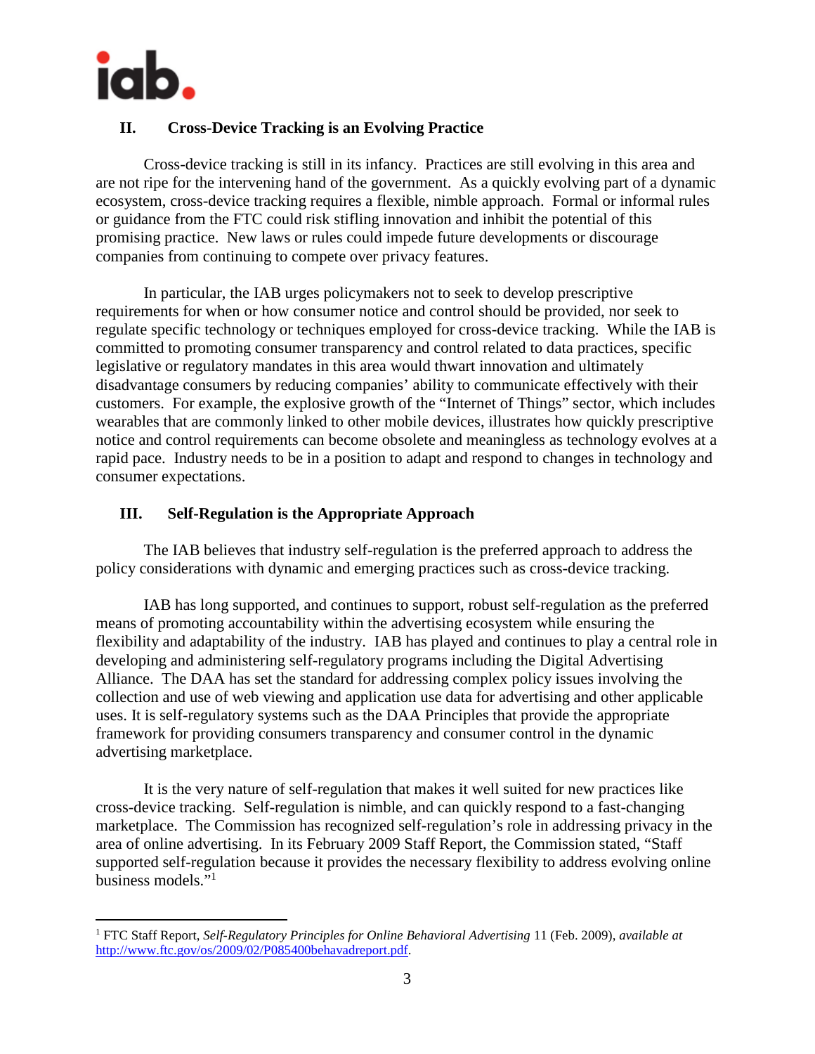## II. Cross-Device Tracking is an Evolving Practice

Cross-device tracking is still in its infancy. Practices are still evolving in this area and are not ripe for the intervening hand of the government. As a quickly evolving part of a dynamic ecosystem, cross-device tracking requires a flexible, nimble approach. Formal or informal rules or guidance from the FTC could risk stifling innovation and inhibit the potential of this promising practice. New laws or rules could impede future developments or discourage companies from continuing to compete over privacy features.

In particular, the IAB urges policymakers not to seek to develop prescriptive requirements for when or how consumer notice and control should be provided, nor seek to regulate specific technology or techniques employed for cross-device tracking. While the IAB is committed to promoting consumer transparency and control related to data practices, specific legislative or regulatory mandates in this area would thwart innovation and ultimately disadvantage consumers by reducing companies' ability to communicate effectively with their customers. For example, the explosive growth of the "Internet of Things" sector, which includes wearables that are commonly linked to other mobile devices, illustrates how quickly prescriptive notice and control requirements can become obsolete and meaningless as technology evolves at a rapid pace. Industry needs to be in a position to adapt and respond to changes in technology and consumer expectations.

## III. Self-Regulation is the Appropriate Approach

The IAB believes that industry self-regulation is the preferred approach to address the policy considerations with dynamic and emerging practices such as cross-device tracking.

IAB has long supported, and continues to support, robust self-regulation as the preferred means of promoting accountability within the advertising ecosystem while ensuring the flexibility and adaptability of the industry. IAB has played and continues to play a central role in developing and administering self-regulatory programs including the Digital Advertising Alliance. The DAA has set the standard for addressing complex policy issues involving the collection and use of web viewing and application use data for advertising and other applicable uses. It is self-regulatory systems such as the DAA Principles that provide the appropriate framework for providing consumers transparency and consumer control in the dynamic advertising marketplace.

It is the very nature of self-regulation that makes it well suited for new practices like cross-device tracking. Self-regulation is nimble, and can quickly respond to a fast-changing marketplace. The Commission has recognized self-regulation's role in addressing privacy in the area of online advertising. In its February 2009 Staff Report, the Commission stated, "Staff supported self-regulation because it provides the necessary flexibility to address evolving online business models."[1]

---

[1] FTC Staff Report, *Self-Regulatory Principles for Online Behavioral Advertising* 11 (Feb. 2009), *available at* http://www.ftc.gov/os/2009/02/P085400behavadreport.pdf.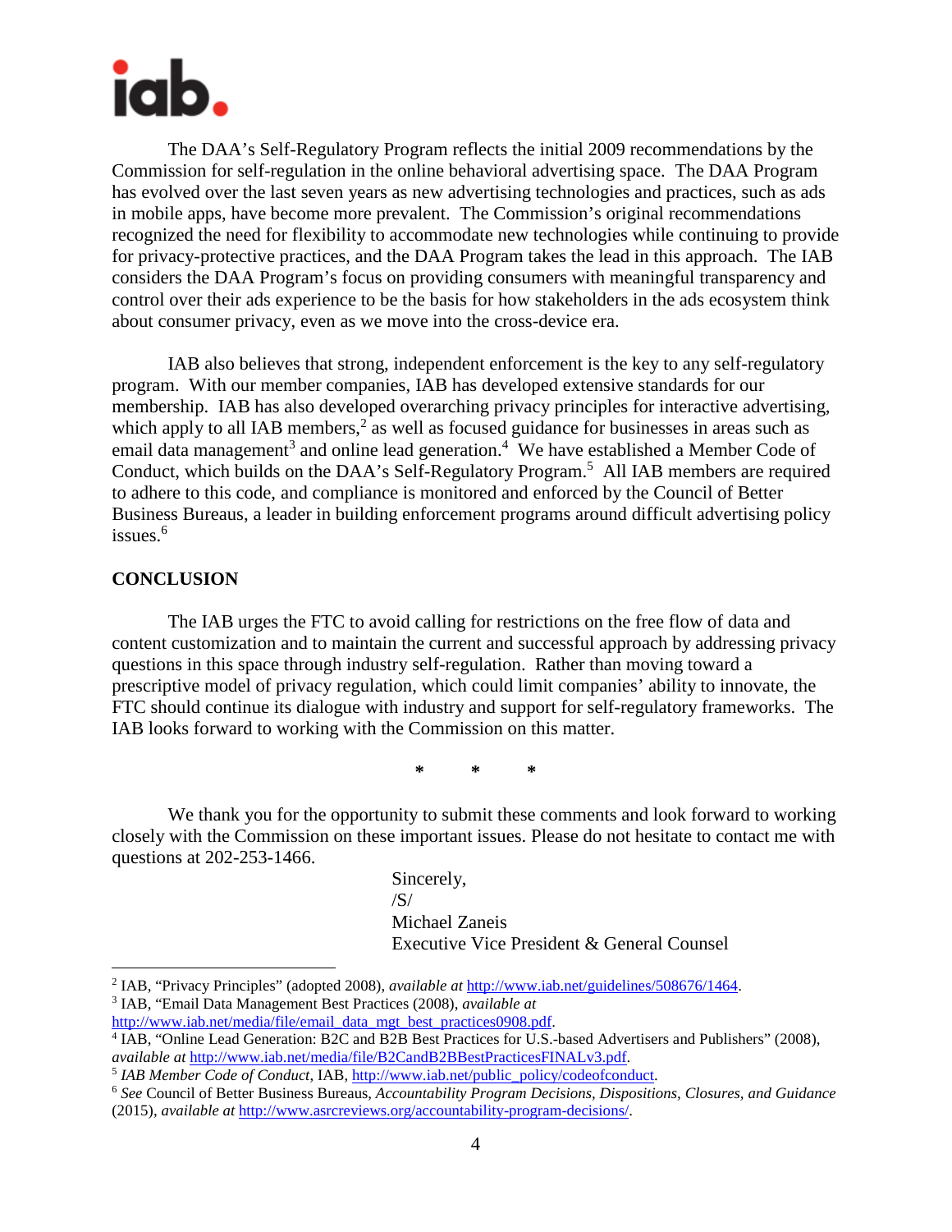The DAA's Self-Regulatory Program reflects the initial 2009 recommendations by the Commission for self-regulation in the online behavioral advertising space. The DAA Program has evolved over the last seven years as new advertising technologies and practices, such as ads in mobile apps, have become more prevalent. The Commission's original recommendations recognized the need for flexibility to accommodate new technologies while continuing to provide for privacy-protective practices, and the DAA Program takes the lead in this approach. The IAB considers the DAA Program's focus on providing consumers with meaningful transparency and control over their ads experience to be the basis for how stakeholders in the ads ecosystem think about consumer privacy, even as we move into the cross-device era.

IAB also believes that strong, independent enforcement is the key to any self-regulatory program. With our member companies, IAB has developed extensive standards for our membership. IAB has also developed overarching privacy principles for interactive advertising, which apply to all IAB members,[2] as well as focused guidance for businesses in areas such as email data management[3] and online lead generation.[4] We have established a Member Code of Conduct, which builds on the DAA's Self-Regulatory Program.[5] All IAB members are required to adhere to this code, and compliance is monitored and enforced by the Council of Better Business Bureaus, a leader in building enforcement programs around difficult advertising policy issues.[6]

**CONCLUSION**

The IAB urges the FTC to avoid calling for restrictions on the free flow of data and content customization and to maintain the current and successful approach by addressing privacy questions in this space through industry self-regulation. Rather than moving toward a prescriptive model of privacy regulation, which could limit companies' ability to innovate, the FTC should continue its dialogue with industry and support for self-regulatory frameworks. The IAB looks forward to working with the Commission on this matter.

\* \* \*

We thank you for the opportunity to submit these comments and look forward to working closely with the Commission on these important issues. Please do not hesitate to contact me with questions at 202-253-1466.

Sincerely,
/S/
Michael Zaneis
Executive Vice President & General Counsel

---

[2] IAB, "Privacy Principles" (adopted 2008), *available at* http://www.iab.net/guidelines/508676/1464.

[3] IAB, "Email Data Management Best Practices (2008), *available at* http://www.iab.net/media/file/email_data_mgt_best_practices0908.pdf.

[4] IAB, "Online Lead Generation: B2C and B2B Best Practices for U.S.-based Advertisers and Publishers" (2008), *available at* http://www.iab.net/media/file/B2CandB2BBestPracticesFINALv3.pdf.

[5] *IAB Member Code of Conduct*, IAB, http://www.iab.net/public_policy/codeofconduct.

[6] *See* Council of Better Business Bureaus, *Accountability Program Decisions, Dispositions, Closures, and Guidance* (2015), *available at* http://www.asrcreviews.org/accountability-program-decisions/.